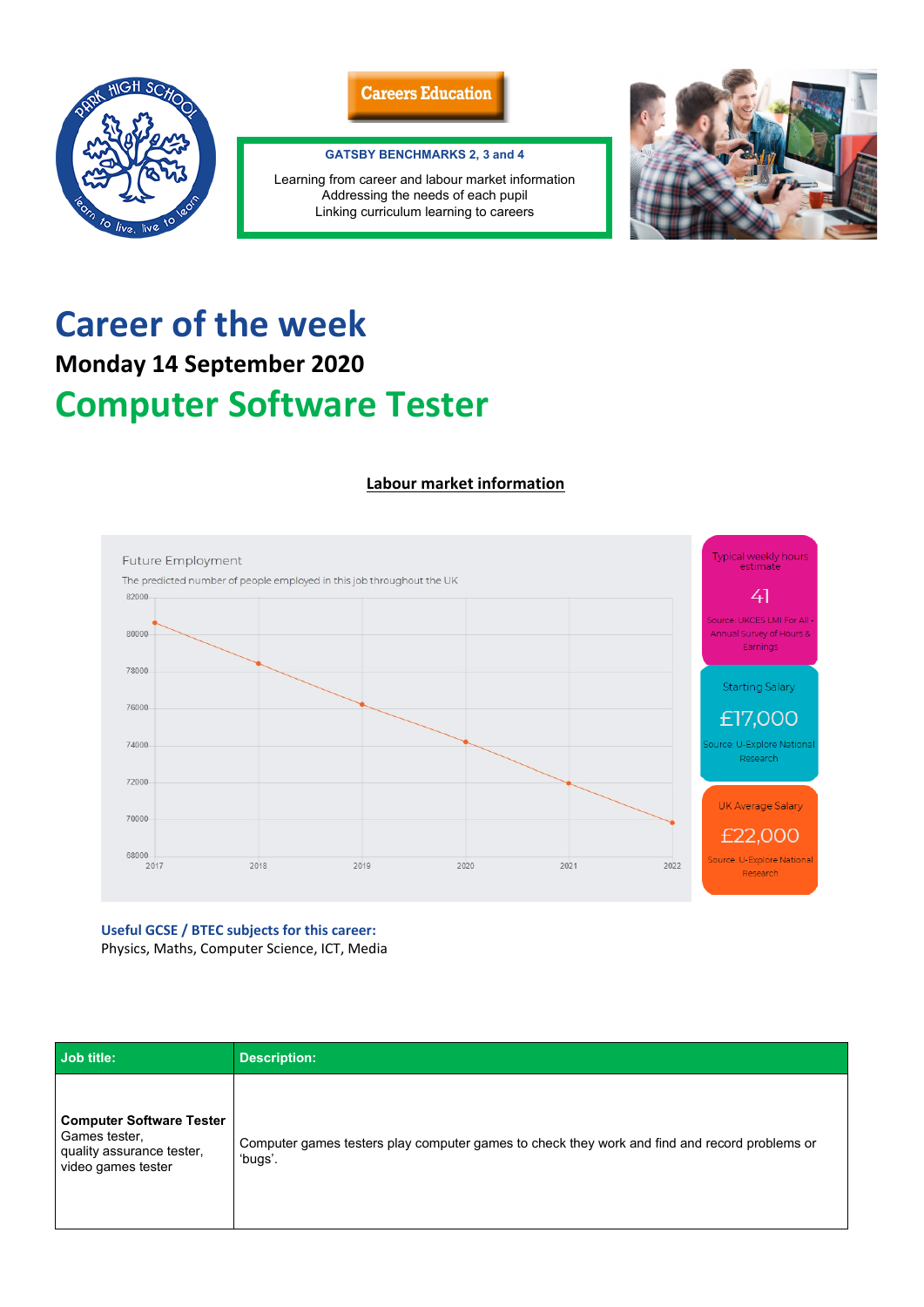Careers Education

**GATSBY BENCHMARKS 2, 3 and 4**

Learning from career and labour market information
Addressing the needs of each pupil
Linking curriculum learning to careers

# Career of the week

## Monday 14 September 2020

# Computer Software Tester

**Labour market information**

Future Employment

The predicted number of people employed in this job throughout the UK

Typical weekly hours estimate

41

Source: UKCES LMI For All - Annual Survey of Hours & Earnings

Starting Salary

£17,000

Source: U-Explore National Research

UK Average Salary

£22,000

Source: U-Explore National Research

**Useful GCSE / BTEC subjects for this career:**
Physics, Maths, Computer Science, ICT, Media

| Job title: | Description: |
| --- | --- |
| **Computer Software Tester** Games tester, quality assurance tester, video games tester | Computer games testers play computer games to check they work and find and record problems or 'bugs'. |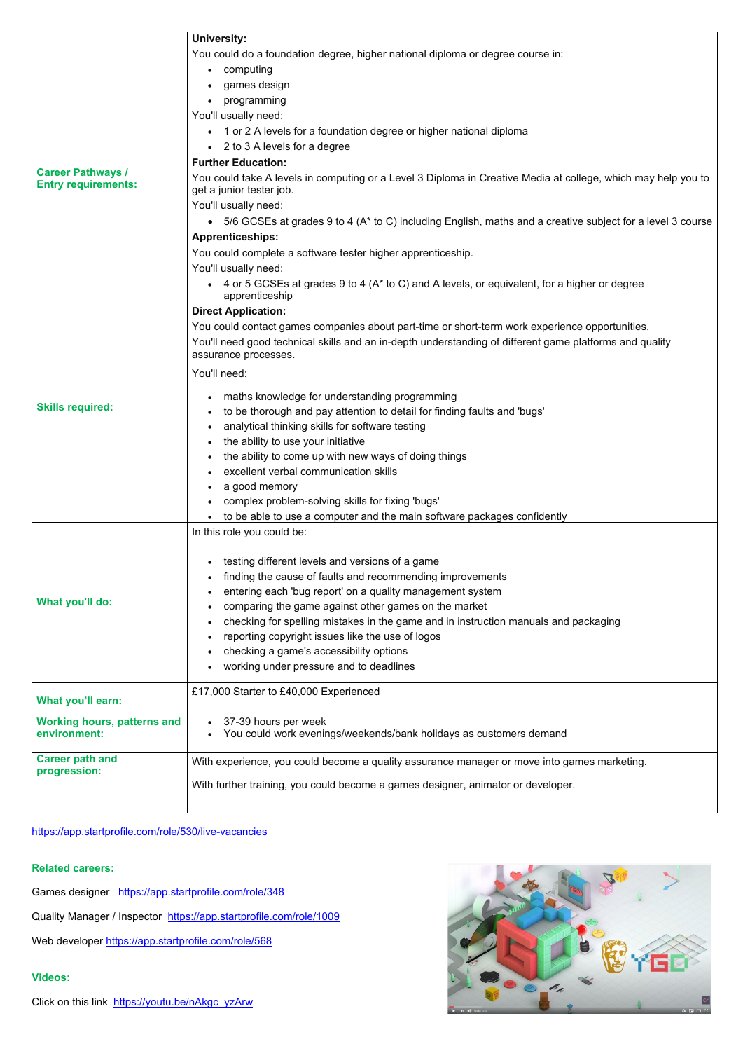| | |
|---|---|
| **Career Pathways / Entry requirements:** | **University:**<br>You could do a foundation degree, higher national diploma or degree course in:<br>• computing<br>• games design<br>• programming<br>You'll usually need:<br>• 1 or 2 A levels for a foundation degree or higher national diploma<br>• 2 to 3 A levels for a degree<br>**Further Education:**<br>You could take A levels in computing or a Level 3 Diploma in Creative Media at college, which may help you to get a junior tester job.<br>You'll usually need:<br>• 5/6 GCSEs at grades 9 to 4 (A* to C) including English, maths and a creative subject for a level 3 course<br>**Apprenticeships:**<br>You could complete a software tester higher apprenticeship.<br>You'll usually need:<br>• 4 or 5 GCSEs at grades 9 to 4 (A* to C) and A levels, or equivalent, for a higher or degree apprenticeship<br>**Direct Application:**<br>You could contact games companies about part-time or short-term work experience opportunities.<br>You'll need good technical skills and an in-depth understanding of different game platforms and quality assurance processes. |
| **Skills required:** | You'll need:<br>• maths knowledge for understanding programming<br>• to be thorough and pay attention to detail for finding faults and 'bugs'<br>• analytical thinking skills for software testing<br>• the ability to use your initiative<br>• the ability to come up with new ways of doing things<br>• excellent verbal communication skills<br>• a good memory<br>• complex problem-solving skills for fixing 'bugs'<br>• to be able to use a computer and the main software packages confidently |
| **What you'll do:** | In this role you could be:<br>• testing different levels and versions of a game<br>• finding the cause of faults and recommending improvements<br>• entering each 'bug report' on a quality management system<br>• comparing the game against other games on the market<br>• checking for spelling mistakes in the game and in instruction manuals and packaging<br>• reporting copyright issues like the use of logos<br>• checking a game's accessibility options<br>• working under pressure and to deadlines |
| **What you'll earn:** | £17,000 Starter to £40,000 Experienced |
| **Working hours, patterns and environment:** | • 37-39 hours per week<br>• You could work evenings/weekends/bank holidays as customers demand |
| **Career path and progression:** | With experience, you could become a quality assurance manager or move into games marketing.<br>With further training, you could become a games designer, animator or developer. |

https://app.startprofile.com/role/530/live-vacancies

**Related careers:**

Games designer https://app.startprofile.com/role/348

Quality Manager / Inspector https://app.startprofile.com/role/1009

Web developer https://app.startprofile.com/role/568

**Videos:**

Click on this link https://youtu.be/nAkgc_yzArw